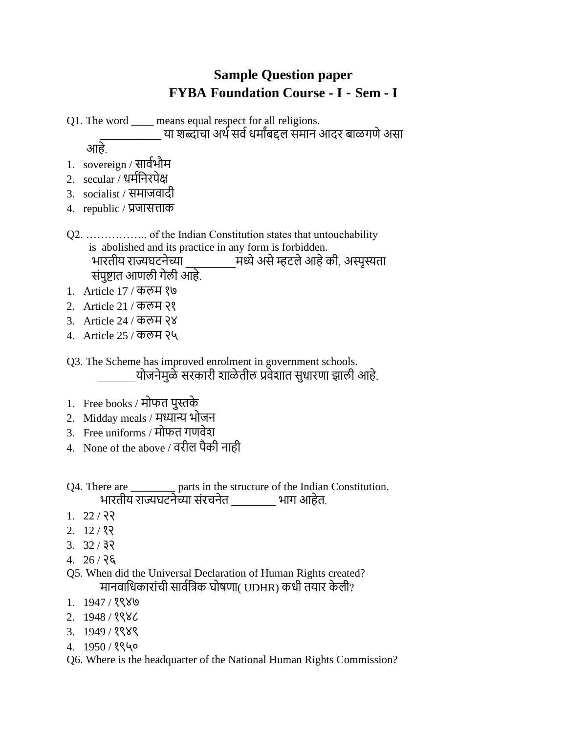# Sample Question paper
## FYBA Foundation Course - I - Sem - I

Q1. The word ____ means equal respect for all religions.

__________ या शब्दाचा अर्थ सर्व धर्मांबद्दल समान आदर बाळगणे असा आहे.

1. sovereign / सार्वभौम
2. secular / धर्मनिरपेक्ष
3. socialist / समाजवादी
4. republic / प्रजासत्ताक

Q2. …………….. of the Indian Constitution states that untouchability is abolished and its practice in any form is forbidden.

भारतीय राज्यघटनेच्या ________मध्ये असे म्हटले आहे की, अस्पृस्यता संपुष्टात आणली गेली आहे.

1. Article 17 / कलम १७
2. Article 21 / कलम २१
3. Article 24 / कलम २४
4. Article 25 / कलम २५

Q3. The Scheme has improved enrolment in government schools.

_______योजनेमुळे सरकारी शाळेतील प्रवेशात सुधारणा झाली आहे.

1. Free books / मोफत पुस्तके
2. Midday meals / मध्यान्य भोजन
3. Free uniforms / मोफत गणवेश
4. None of the above / वरील पैकी नाही

Q4. There are ________ parts in the structure of the Indian Constitution.

भारतीय राज्यघटनेच्या संरचनेत _______ भाग आहेत.

1. 22 / २२
2. 12 / १२
3. 32 / ३२
4. 26 / २६

Q5. When did the Universal Declaration of Human Rights created?

मानवाधिकारांची सार्वत्रिक घोषणा( UDHR) कधी तयार केली?

1. 1947 / १९४७
2. 1948 / १९४८
3. 1949 / १९४९
4. 1950 / १९५०

Q6. Where is the headquarter of the National Human Rights Commission?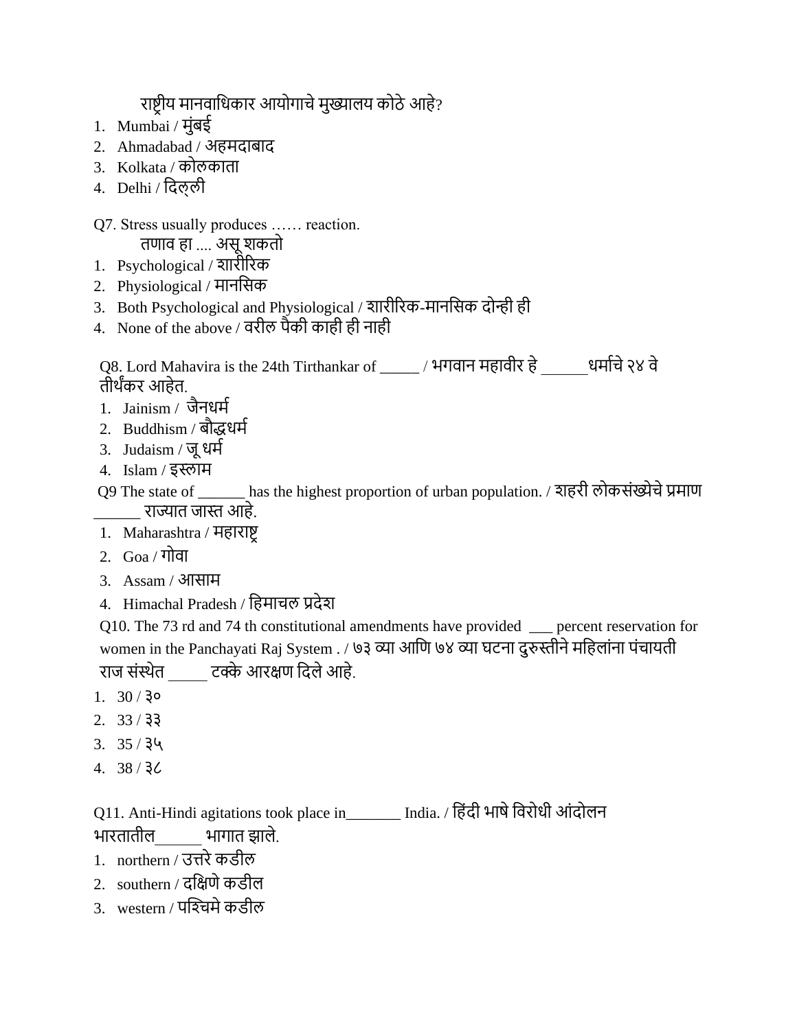राष्ट्रीय मानवाधिकार आयोगाचे मुख्यालय कोठे आहे?

1. Mumbai / मुंबई
2. Ahmadabad / अहमदाबाद
3. Kolkata / कोलकाता
4. Delhi / दिल्ली

Q7. Stress usually produces …… reaction.

तणाव हा .... असू शकतो

1. Psychological / शारीरिक
2. Physiological / मानसिक
3. Both Psychological and Physiological / शारीरिक-मानसिक दोन्ही ही
4. None of the above / वरील पैकी काही ही नाही

Q8. Lord Mahavira is the 24th Tirthankar of _____ / भगवान महावीर हे ______धर्माचे २४ वे तीर्थंकर आहेत.

1. Jainism / जैनधर्म
2. Buddhism / बौद्धधर्म
3. Judaism / जू धर्म
4. Islam / इस्लाम

Q9 The state of ______ has the highest proportion of urban population. / शहरी लोकसंख्येचे प्रमाण ______ राज्यात जास्त आहे.

1. Maharashtra / महाराष्ट्र
2. Goa / गोवा
3. Assam / आसाम
4. Himachal Pradesh / हिमाचल प्रदेश

Q10. The 73 rd and 74 th constitutional amendments have provided ___ percent reservation for women in the Panchayati Raj System . / ७३ व्या आणि ७४ व्या घटना दुरुस्तीने महिलांना पंचायती राज संस्थेत _____ टक्के आरक्षण दिले आहे.

1. 30 / ३०
2. 33 / ३३
3. 35 / ३५
4. 38 / ३८

Q11. Anti-Hindi agitations took place in_______ India. / हिंदी भाषे विरोधी आंदोलन भारतातील______ भागात झाले.

1. northern / उत्तरे कडील
2. southern / दक्षिणे कडील
3. western / पश्चिमे कडील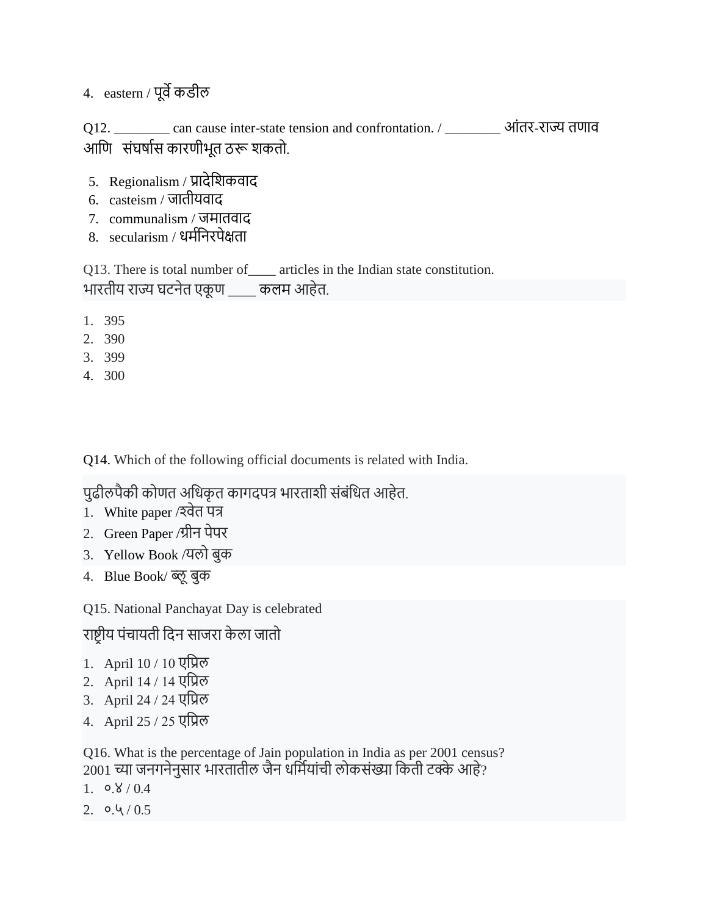4. eastern / पूर्वे कडील

Q12. ________ can cause inter-state tension and confrontation. / ________ आंतर-राज्य तणाव आणि संघर्षास कारणीभूत ठरू शकतो.

5. Regionalism / प्रादेशिकवाद
6. casteism / जातीयवाद
7. communalism / जमातवाद
8. secularism / धर्मनिरपेक्षता

Q13. There is total number of____ articles in the Indian state constitution.
भारतीय राज्य घटनेत एकूण ____ कलम आहेत.

1. 395
2. 390
3. 399
4. 300

Q14. Which of the following official documents is related with India.

पुढीलपैकी कोणत अधिकृत कागदपत्र भारताशी संबंधित आहेत.

1. White paper /श्वेत पत्र
2. Green Paper /ग्रीन पेपर
3. Yellow Book /यलो बुक
4. Blue Book/ ब्लू बुक

Q15. National Panchayat Day is celebrated

राष्ट्रीय पंचायती दिन साजरा केला जातो

1. April 10 / 10 एप्रिल
2. April 14 / 14 एप्रिल
3. April 24 / 24 एप्रिल
4. April 25 / 25 एप्रिल

Q16. What is the percentage of Jain population in India as per 2001 census?
2001 च्या जनगनेनुसार भारतातील जैन धर्मियांची लोकसंख्या किती टक्के आहे?

1. ०.४ / 0.4
2. ०.५ / 0.5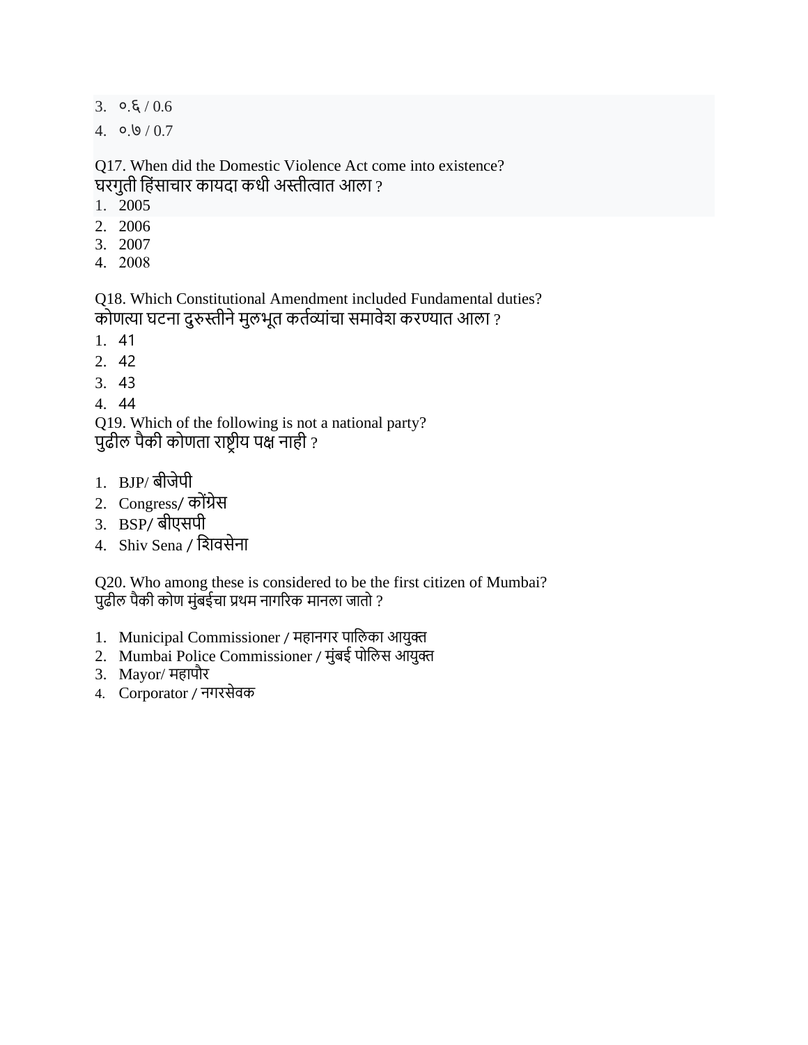3. ०.६ / 0.6
4. ०.७ / 0.7

Q17. When did the Domestic Violence Act come into existence?
घरगुती हिंसाचार कायदा कधी अस्तीत्वात आला ?

1. 2005
2. 2006
3. 2007
4. 2008

Q18. Which Constitutional Amendment included Fundamental duties?
कोणत्या घटना दुरुस्तीने मुलभूत कर्तव्यांचा समावेश करण्यात आला ?

1. 41
2. 42
3. 43
4. 44

Q19. Which of the following is not a national party?
पुढील पैकी कोणता राष्ट्रीय पक्ष नाही ?

1. BJP/ बीजेपी
2. Congress/ कोंग्रेस
3. BSP/ बीएसपी
4. Shiv Sena / शिवसेना

Q20. Who among these is considered to be the first citizen of Mumbai?
पुढील पैकी कोण मुंबईचा प्रथम नागरिक मानला जातो ?

1. Municipal Commissioner / महानगर पालिका आयुक्त
2. Mumbai Police Commissioner / मुंबई पोलिस आयुक्त
3. Mayor/ महापौर
4. Corporator / नगरसेवक